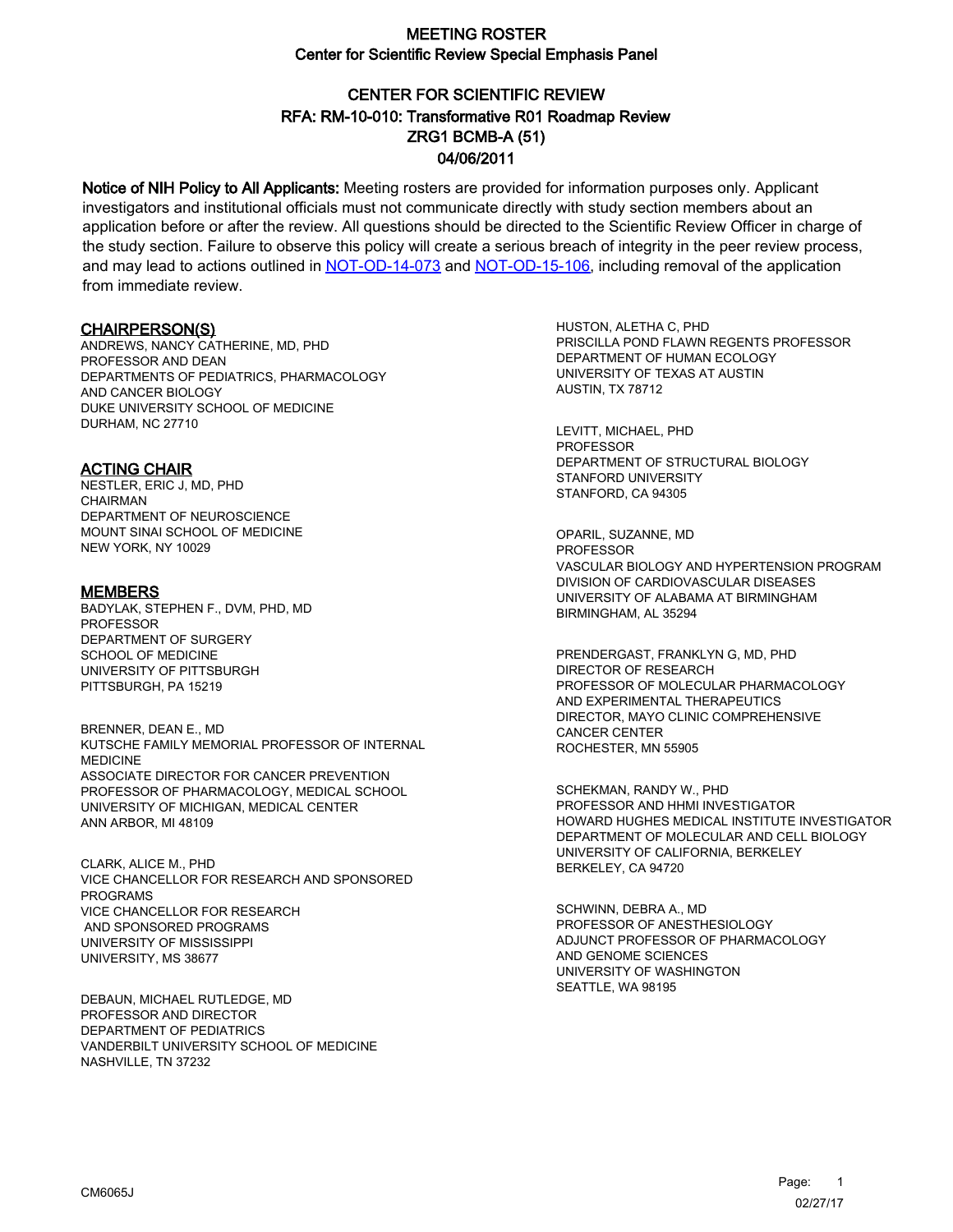# MEETING ROSTER
## Center for Scientific Review Special Emphasis Panel

## CENTER FOR SCIENTIFIC REVIEW
## RFA: RM-10-010: Transformative R01 Roadmap Review
## ZRG1 BCMB-A (51)
## 04/06/2011

**Notice of NIH Policy to All Applicants:** Meeting rosters are provided for information purposes only. Applicant investigators and institutional officials must not communicate directly with study section members about an application before or after the review. All questions should be directed to the Scientific Review Officer in charge of the study section. Failure to observe this policy will create a serious breach of integrity in the peer review process, and may lead to actions outlined in NOT-OD-14-073 and NOT-OD-15-106, including removal of the application from immediate review.

### CHAIRPERSON(S)

ANDREWS, NANCY CATHERINE, MD, PHD
PROFESSOR AND DEAN
DEPARTMENTS OF PEDIATRICS, PHARMACOLOGY AND CANCER BIOLOGY
DUKE UNIVERSITY SCHOOL OF MEDICINE
DURHAM, NC 27710

### ACTING CHAIR

NESTLER, ERIC J, MD, PHD
CHAIRMAN
DEPARTMENT OF NEUROSCIENCE
MOUNT SINAI SCHOOL OF MEDICINE
NEW YORK, NY 10029

### MEMBERS

BADYLAK, STEPHEN F., DVM, PHD, MD
PROFESSOR
DEPARTMENT OF SURGERY
SCHOOL OF MEDICINE
UNIVERSITY OF PITTSBURGH
PITTSBURGH, PA 15219

BRENNER, DEAN E., MD
KUTSCHE FAMILY MEMORIAL PROFESSOR OF INTERNAL MEDICINE
ASSOCIATE DIRECTOR FOR CANCER PREVENTION
PROFESSOR OF PHARMACOLOGY, MEDICAL SCHOOL
UNIVERSITY OF MICHIGAN, MEDICAL CENTER
ANN ARBOR, MI 48109

CLARK, ALICE M., PHD
VICE CHANCELLOR FOR RESEARCH AND SPONSORED PROGRAMS
VICE CHANCELLOR FOR RESEARCH AND SPONSORED PROGRAMS
UNIVERSITY OF MISSISSIPPI
UNIVERSITY, MS 38677

DEBAUN, MICHAEL RUTLEDGE, MD
PROFESSOR AND DIRECTOR
DEPARTMENT OF PEDIATRICS
VANDERBILT UNIVERSITY SCHOOL OF MEDICINE
NASHVILLE, TN 37232

HUSTON, ALETHA C, PHD
PRISCILLA POND FLAWN REGENTS PROFESSOR
DEPARTMENT OF HUMAN ECOLOGY
UNIVERSITY OF TEXAS AT AUSTIN
AUSTIN, TX 78712

LEVITT, MICHAEL, PHD
PROFESSOR
DEPARTMENT OF STRUCTURAL BIOLOGY
STANFORD UNIVERSITY
STANFORD, CA 94305

OPARIL, SUZANNE, MD
PROFESSOR
VASCULAR BIOLOGY AND HYPERTENSION PROGRAM
DIVISION OF CARDIOVASCULAR DISEASES
UNIVERSITY OF ALABAMA AT BIRMINGHAM
BIRMINGHAM, AL 35294

PRENDERGAST, FRANKLYN G, MD, PHD
DIRECTOR OF RESEARCH
PROFESSOR OF MOLECULAR PHARMACOLOGY AND EXPERIMENTAL THERAPEUTICS
DIRECTOR, MAYO CLINIC COMPREHENSIVE CANCER CENTER
ROCHESTER, MN 55905

SCHEKMAN, RANDY W., PHD
PROFESSOR AND HHMI INVESTIGATOR
HOWARD HUGHES MEDICAL INSTITUTE INVESTIGATOR
DEPARTMENT OF MOLECULAR AND CELL BIOLOGY
UNIVERSITY OF CALIFORNIA, BERKELEY
BERKELEY, CA 94720

SCHWINN, DEBRA A., MD
PROFESSOR OF ANESTHESIOLOGY
ADJUNCT PROFESSOR OF PHARMACOLOGY AND GENOME SCIENCES
UNIVERSITY OF WASHINGTON
SEATTLE, WA 98195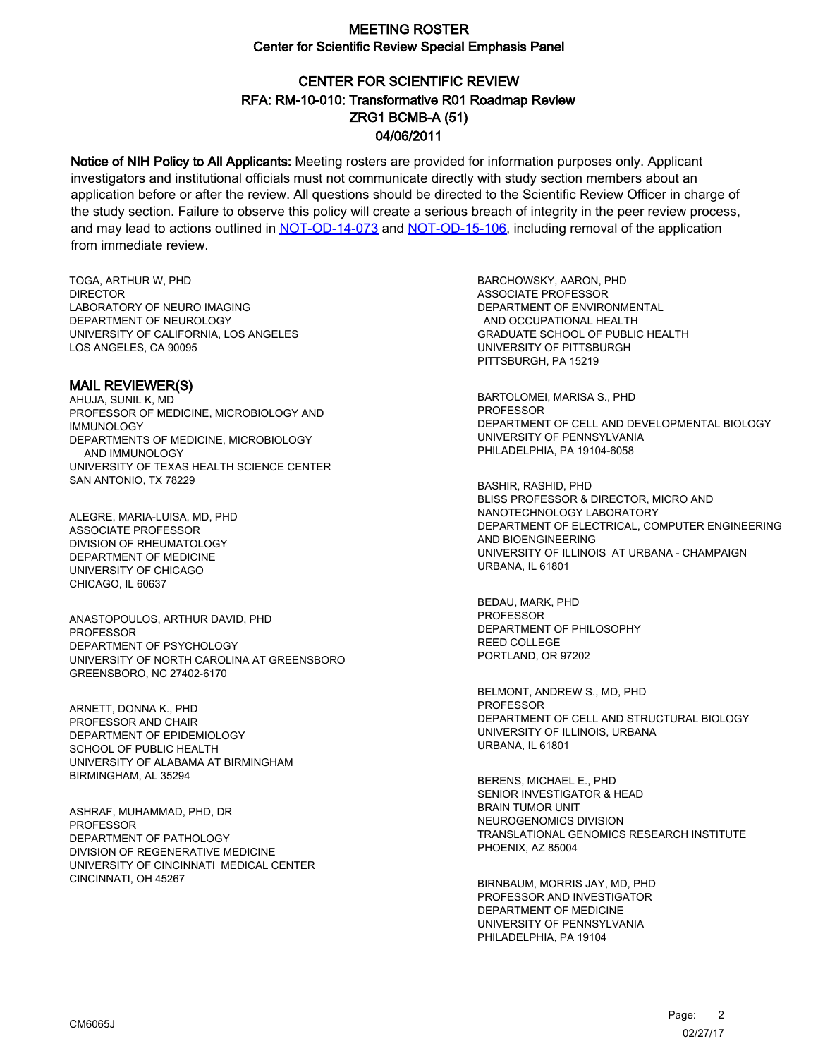# MEETING ROSTER
## Center for Scientific Review Special Emphasis Panel

## CENTER FOR SCIENTIFIC REVIEW
## RFA: RM-10-010: Transformative R01 Roadmap Review
## ZRG1 BCMB-A (51)
## 04/06/2011

**Notice of NIH Policy to All Applicants:** Meeting rosters are provided for information purposes only. Applicant investigators and institutional officials must not communicate directly with study section members about an application before or after the review. All questions should be directed to the Scientific Review Officer in charge of the study section. Failure to observe this policy will create a serious breach of integrity in the peer review process, and may lead to actions outlined in [NOT-OD-14-073](NOT-OD-14-073) and [NOT-OD-15-106](NOT-OD-15-106), including removal of the application from immediate review.

TOGA, ARTHUR W, PHD
DIRECTOR
LABORATORY OF NEURO IMAGING
DEPARTMENT OF NEUROLOGY
UNIVERSITY OF CALIFORNIA, LOS ANGELES
LOS ANGELES, CA 90095

### MAIL REVIEWER(S)

AHUJA, SUNIL K, MD
PROFESSOR OF MEDICINE, MICROBIOLOGY AND IMMUNOLOGY
DEPARTMENTS OF MEDICINE, MICROBIOLOGY AND IMMUNOLOGY
UNIVERSITY OF TEXAS HEALTH SCIENCE CENTER
SAN ANTONIO, TX 78229

ALEGRE, MARIA-LUISA, MD, PHD
ASSOCIATE PROFESSOR
DIVISION OF RHEUMATOLOGY
DEPARTMENT OF MEDICINE
UNIVERSITY OF CHICAGO
CHICAGO, IL 60637

ANASTOPOULOS, ARTHUR DAVID, PHD
PROFESSOR
DEPARTMENT OF PSYCHOLOGY
UNIVERSITY OF NORTH CAROLINA AT GREENSBORO
GREENSBORO, NC 27402-6170

ARNETT, DONNA K., PHD
PROFESSOR AND CHAIR
DEPARTMENT OF EPIDEMIOLOGY
SCHOOL OF PUBLIC HEALTH
UNIVERSITY OF ALABAMA AT BIRMINGHAM
BIRMINGHAM, AL 35294

ASHRAF, MUHAMMAD, PHD, DR
PROFESSOR
DEPARTMENT OF PATHOLOGY
DIVISION OF REGENERATIVE MEDICINE
UNIVERSITY OF CINCINNATI MEDICAL CENTER
CINCINNATI, OH 45267

BARCHOWSKY, AARON, PHD
ASSOCIATE PROFESSOR
DEPARTMENT OF ENVIRONMENTAL AND OCCUPATIONAL HEALTH
GRADUATE SCHOOL OF PUBLIC HEALTH
UNIVERSITY OF PITTSBURGH
PITTSBURGH, PA 15219

BARTOLOMEI, MARISA S., PHD
PROFESSOR
DEPARTMENT OF CELL AND DEVELOPMENTAL BIOLOGY
UNIVERSITY OF PENNSYLVANIA
PHILADELPHIA, PA 19104-6058

BASHIR, RASHID, PHD
BLISS PROFESSOR & DIRECTOR, MICRO AND NANOTECHNOLOGY LABORATORY
DEPARTMENT OF ELECTRICAL, COMPUTER ENGINEERING AND BIOENGINEERING
UNIVERSITY OF ILLINOIS AT URBANA - CHAMPAIGN
URBANA, IL 61801

BEDAU, MARK, PHD
PROFESSOR
DEPARTMENT OF PHILOSOPHY
REED COLLEGE
PORTLAND, OR 97202

BELMONT, ANDREW S., MD, PHD
PROFESSOR
DEPARTMENT OF CELL AND STRUCTURAL BIOLOGY
UNIVERSITY OF ILLINOIS, URBANA
URBANA, IL 61801

BERENS, MICHAEL E., PHD
SENIOR INVESTIGATOR & HEAD
BRAIN TUMOR UNIT
NEUROGENOMICS DIVISION
TRANSLATIONAL GENOMICS RESEARCH INSTITUTE
PHOENIX, AZ 85004

BIRNBAUM, MORRIS JAY, MD, PHD
PROFESSOR AND INVESTIGATOR
DEPARTMENT OF MEDICINE
UNIVERSITY OF PENNSYLVANIA
PHILADELPHIA, PA 19104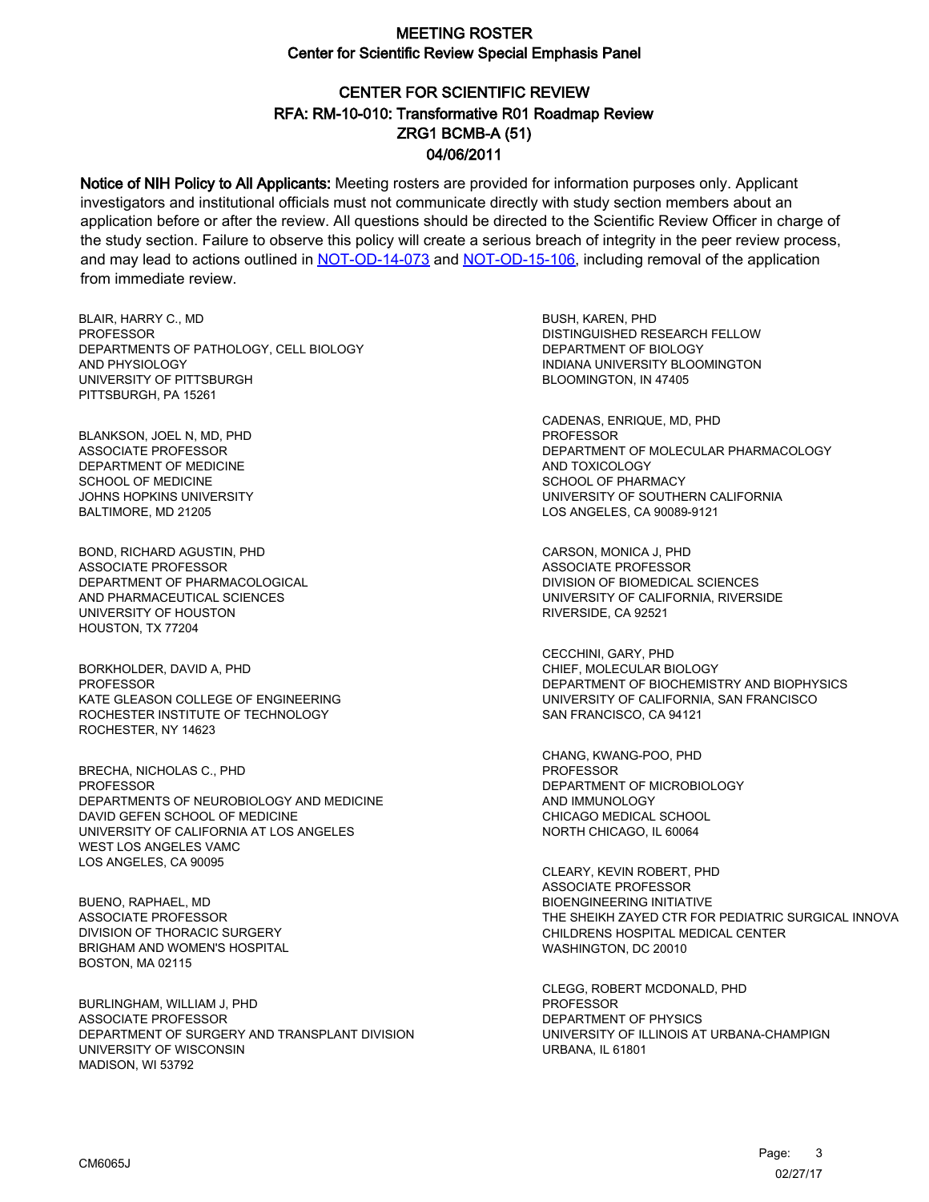# MEETING ROSTER
## Center for Scientific Review Special Emphasis Panel

## CENTER FOR SCIENTIFIC REVIEW
## RFA: RM-10-010: Transformative R01 Roadmap Review
## ZRG1 BCMB-A (51)
## 04/06/2011

**Notice of NIH Policy to All Applicants:** Meeting rosters are provided for information purposes only. Applicant investigators and institutional officials must not communicate directly with study section members about an application before or after the review. All questions should be directed to the Scientific Review Officer in charge of the study section. Failure to observe this policy will create a serious breach of integrity in the peer review process, and may lead to actions outlined in NOT-OD-14-073 and NOT-OD-15-106, including removal of the application from immediate review.

BLAIR, HARRY C., MD
PROFESSOR
DEPARTMENTS OF PATHOLOGY, CELL BIOLOGY AND PHYSIOLOGY
UNIVERSITY OF PITTSBURGH
PITTSBURGH, PA 15261

BLANKSON, JOEL N, MD, PHD
ASSOCIATE PROFESSOR
DEPARTMENT OF MEDICINE
SCHOOL OF MEDICINE
JOHNS HOPKINS UNIVERSITY
BALTIMORE, MD 21205

BOND, RICHARD AGUSTIN, PHD
ASSOCIATE PROFESSOR
DEPARTMENT OF PHARMACOLOGICAL AND PHARMACEUTICAL SCIENCES
UNIVERSITY OF HOUSTON
HOUSTON, TX 77204

BORKHOLDER, DAVID A, PHD
PROFESSOR
KATE GLEASON COLLEGE OF ENGINEERING
ROCHESTER INSTITUTE OF TECHNOLOGY
ROCHESTER, NY 14623

BRECHA, NICHOLAS C., PHD
PROFESSOR
DEPARTMENTS OF NEUROBIOLOGY AND MEDICINE
DAVID GEFEN SCHOOL OF MEDICINE
UNIVERSITY OF CALIFORNIA AT LOS ANGELES
WEST LOS ANGELES VAMC
LOS ANGELES, CA 90095

BUENO, RAPHAEL, MD
ASSOCIATE PROFESSOR
DIVISION OF THORACIC SURGERY
BRIGHAM AND WOMEN'S HOSPITAL
BOSTON, MA 02115

BURLINGHAM, WILLIAM J, PHD
ASSOCIATE PROFESSOR
DEPARTMENT OF SURGERY AND TRANSPLANT DIVISION
UNIVERSITY OF WISCONSIN
MADISON, WI 53792

BUSH, KAREN, PHD
DISTINGUISHED RESEARCH FELLOW
DEPARTMENT OF BIOLOGY
INDIANA UNIVERSITY BLOOMINGTON
BLOOMINGTON, IN 47405

CADENAS, ENRIQUE, MD, PHD
PROFESSOR
DEPARTMENT OF MOLECULAR PHARMACOLOGY AND TOXICOLOGY
SCHOOL OF PHARMACY
UNIVERSITY OF SOUTHERN CALIFORNIA
LOS ANGELES, CA 90089-9121

CARSON, MONICA J, PHD
ASSOCIATE PROFESSOR
DIVISION OF BIOMEDICAL SCIENCES
UNIVERSITY OF CALIFORNIA, RIVERSIDE
RIVERSIDE, CA 92521

CECCHINI, GARY, PHD
CHIEF, MOLECULAR BIOLOGY
DEPARTMENT OF BIOCHEMISTRY AND BIOPHYSICS
UNIVERSITY OF CALIFORNIA, SAN FRANCISCO
SAN FRANCISCO, CA 94121

CHANG, KWANG-POO, PHD
PROFESSOR
DEPARTMENT OF MICROBIOLOGY AND IMMUNOLOGY
CHICAGO MEDICAL SCHOOL
NORTH CHICAGO, IL 60064

CLEARY, KEVIN ROBERT, PHD
ASSOCIATE PROFESSOR
BIOENGINEERING INITIATIVE
THE SHEIKH ZAYED CTR FOR PEDIATRIC SURGICAL INNOVA
CHILDRENS HOSPITAL MEDICAL CENTER
WASHINGTON, DC 20010

CLEGG, ROBERT MCDONALD, PHD
PROFESSOR
DEPARTMENT OF PHYSICS
UNIVERSITY OF ILLINOIS AT URBANA-CHAMPIGN
URBANA, IL 61801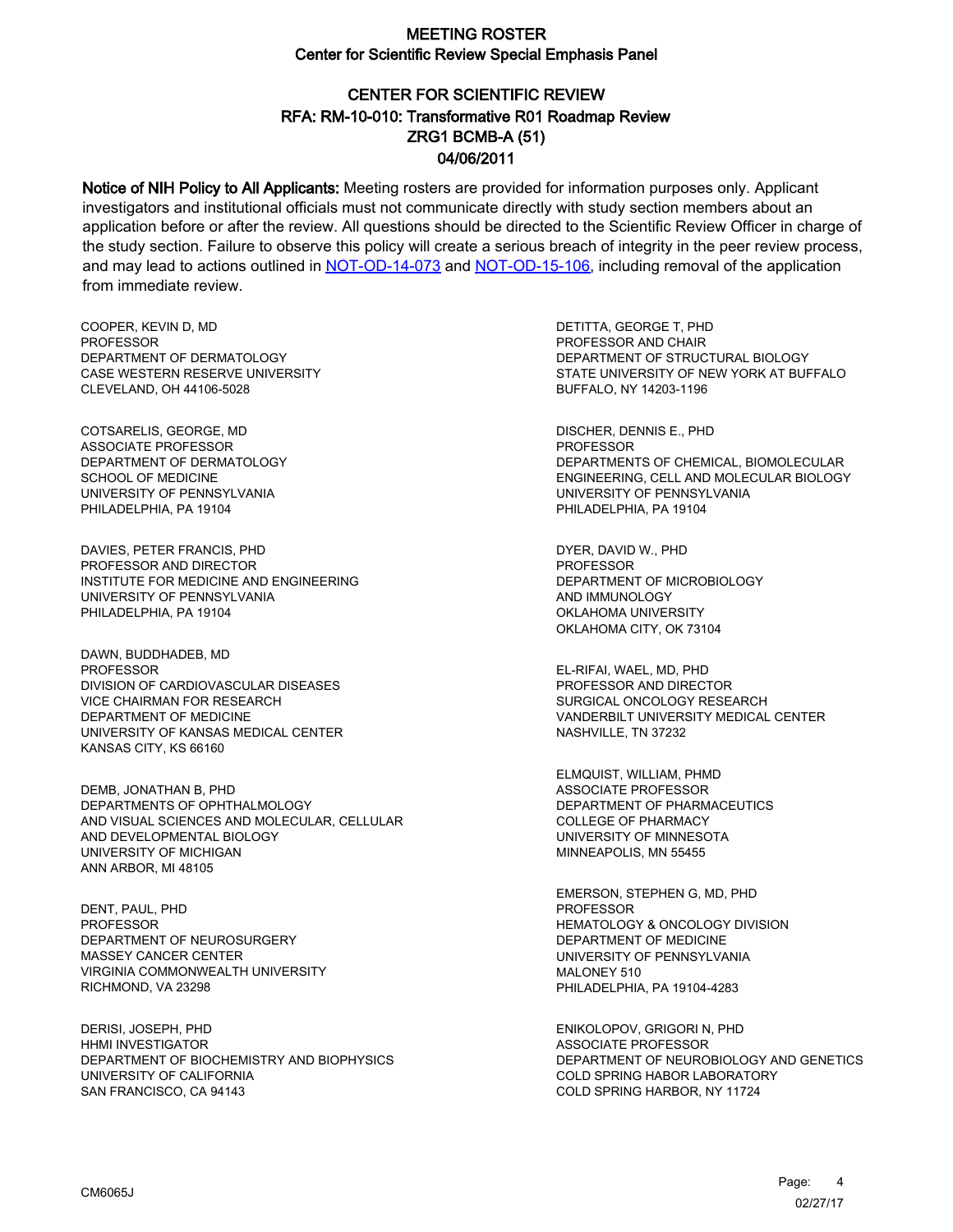# MEETING ROSTER
## Center for Scientific Review Special Emphasis Panel

### CENTER FOR SCIENTIFIC REVIEW
### RFA: RM-10-010: Transformative R01 Roadmap Review
### ZRG1 BCMB-A (51)
### 04/06/2011

**Notice of NIH Policy to All Applicants:** Meeting rosters are provided for information purposes only. Applicant investigators and institutional officials must not communicate directly with study section members about an application before or after the review. All questions should be directed to the Scientific Review Officer in charge of the study section. Failure to observe this policy will create a serious breach of integrity in the peer review process, and may lead to actions outlined in NOT-OD-14-073 and NOT-OD-15-106, including removal of the application from immediate review.

COOPER, KEVIN D, MD
PROFESSOR
DEPARTMENT OF DERMATOLOGY
CASE WESTERN RESERVE UNIVERSITY
CLEVELAND, OH 44106-5028

COTSARELIS, GEORGE, MD
ASSOCIATE PROFESSOR
DEPARTMENT OF DERMATOLOGY
SCHOOL OF MEDICINE
UNIVERSITY OF PENNSYLVANIA
PHILADELPHIA, PA 19104

DAVIES, PETER FRANCIS, PHD
PROFESSOR AND DIRECTOR
INSTITUTE FOR MEDICINE AND ENGINEERING
UNIVERSITY OF PENNSYLVANIA
PHILADELPHIA, PA 19104

DAWN, BUDDHADEB, MD
PROFESSOR
DIVISION OF CARDIOVASCULAR DISEASES
VICE CHAIRMAN FOR RESEARCH
DEPARTMENT OF MEDICINE
UNIVERSITY OF KANSAS MEDICAL CENTER
KANSAS CITY, KS 66160

DEMB, JONATHAN B, PHD
DEPARTMENTS OF OPHTHALMOLOGY
AND VISUAL SCIENCES AND MOLECULAR, CELLULAR
AND DEVELOPMENTAL BIOLOGY
UNIVERSITY OF MICHIGAN
ANN ARBOR, MI 48105

DENT, PAUL, PHD
PROFESSOR
DEPARTMENT OF NEUROSURGERY
MASSEY CANCER CENTER
VIRGINIA COMMONWEALTH UNIVERSITY
RICHMOND, VA 23298

DERISI, JOSEPH, PHD
HHMI INVESTIGATOR
DEPARTMENT OF BIOCHEMISTRY AND BIOPHYSICS
UNIVERSITY OF CALIFORNIA
SAN FRANCISCO, CA 94143

DETITTA, GEORGE T, PHD
PROFESSOR AND CHAIR
DEPARTMENT OF STRUCTURAL BIOLOGY
STATE UNIVERSITY OF NEW YORK AT BUFFALO
BUFFALO, NY 14203-1196

DISCHER, DENNIS E., PHD
PROFESSOR
DEPARTMENTS OF CHEMICAL, BIOMOLECULAR
ENGINEERING, CELL AND MOLECULAR BIOLOGY
UNIVERSITY OF PENNSYLVANIA
PHILADELPHIA, PA 19104

DYER, DAVID W., PHD
PROFESSOR
DEPARTMENT OF MICROBIOLOGY
AND IMMUNOLOGY
OKLAHOMA UNIVERSITY
OKLAHOMA CITY, OK 73104

EL-RIFAI, WAEL, MD, PHD
PROFESSOR AND DIRECTOR
SURGICAL ONCOLOGY RESEARCH
VANDERBILT UNIVERSITY MEDICAL CENTER
NASHVILLE, TN 37232

ELMQUIST, WILLIAM, PHMD
ASSOCIATE PROFESSOR
DEPARTMENT OF PHARMACEUTICS
COLLEGE OF PHARMACY
UNIVERSITY OF MINNESOTA
MINNEAPOLIS, MN 55455

EMERSON, STEPHEN G, MD, PHD
PROFESSOR
HEMATOLOGY & ONCOLOGY DIVISION
DEPARTMENT OF MEDICINE
UNIVERSITY OF PENNSYLVANIA
MALONEY 510
PHILADELPHIA, PA 19104-4283

ENIKOLOPOV, GRIGORI N, PHD
ASSOCIATE PROFESSOR
DEPARTMENT OF NEUROBIOLOGY AND GENETICS
COLD SPRING HABOR LABORATORY
COLD SPRING HARBOR, NY 11724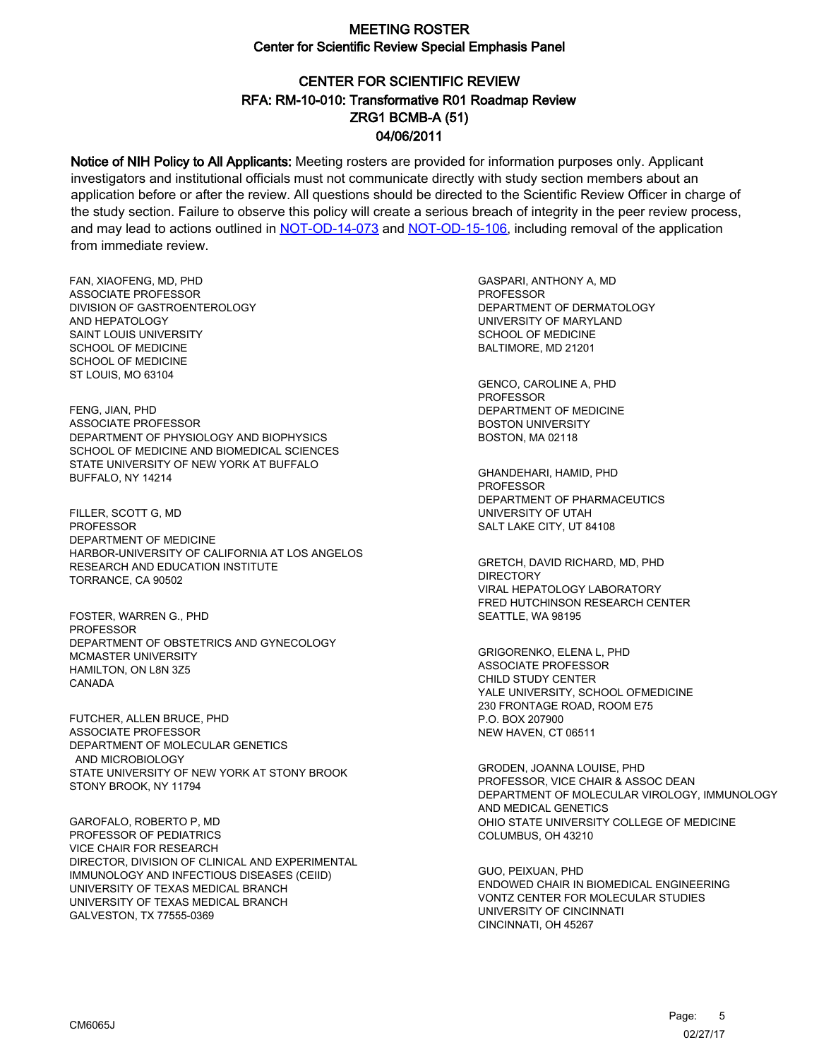# MEETING ROSTER
## Center for Scientific Review Special Emphasis Panel

## CENTER FOR SCIENTIFIC REVIEW
## RFA: RM-10-010: Transformative R01 Roadmap Review
## ZRG1 BCMB-A (51)
## 04/06/2011

**Notice of NIH Policy to All Applicants:** Meeting rosters are provided for information purposes only. Applicant investigators and institutional officials must not communicate directly with study section members about an application before or after the review. All questions should be directed to the Scientific Review Officer in charge of the study section. Failure to observe this policy will create a serious breach of integrity in the peer review process, and may lead to actions outlined in NOT-OD-14-073 and NOT-OD-15-106, including removal of the application from immediate review.

FAN, XIAOFENG, MD, PHD
ASSOCIATE PROFESSOR
DIVISION OF GASTROENTEROLOGY
AND HEPATOLOGY
SAINT LOUIS UNIVERSITY
SCHOOL OF MEDICINE
SCHOOL OF MEDICINE
ST LOUIS, MO 63104

FENG, JIAN, PHD
ASSOCIATE PROFESSOR
DEPARTMENT OF PHYSIOLOGY AND BIOPHYSICS
SCHOOL OF MEDICINE AND BIOMEDICAL SCIENCES
STATE UNIVERSITY OF NEW YORK AT BUFFALO
BUFFALO, NY 14214

FILLER, SCOTT G, MD
PROFESSOR
DEPARTMENT OF MEDICINE
HARBOR-UNIVERSITY OF CALIFORNIA AT LOS ANGELOS
RESEARCH AND EDUCATION INSTITUTE
TORRANCE, CA 90502

FOSTER, WARREN G., PHD
PROFESSOR
DEPARTMENT OF OBSTETRICS AND GYNECOLOGY
MCMASTER UNIVERSITY
HAMILTON, ON L8N 3Z5
CANADA

FUTCHER, ALLEN BRUCE, PHD
ASSOCIATE PROFESSOR
DEPARTMENT OF MOLECULAR GENETICS
AND MICROBIOLOGY
STATE UNIVERSITY OF NEW YORK AT STONY BROOK
STONY BROOK, NY 11794

GAROFALO, ROBERTO P, MD
PROFESSOR OF PEDIATRICS
VICE CHAIR FOR RESEARCH
DIRECTOR, DIVISION OF CLINICAL AND EXPERIMENTAL
IMMUNOLOGY AND INFECTIOUS DISEASES (CEIID)
UNIVERSITY OF TEXAS MEDICAL BRANCH
UNIVERSITY OF TEXAS MEDICAL BRANCH
GALVESTON, TX 77555-0369

GASPARI, ANTHONY A, MD
PROFESSOR
DEPARTMENT OF DERMATOLOGY
UNIVERSITY OF MARYLAND
SCHOOL OF MEDICINE
BALTIMORE, MD 21201

GENCO, CAROLINE A, PHD
PROFESSOR
DEPARTMENT OF MEDICINE
BOSTON UNIVERSITY
BOSTON, MA 02118

GHANDEHARI, HAMID, PHD
PROFESSOR
DEPARTMENT OF PHARMACEUTICS
UNIVERSITY OF UTAH
SALT LAKE CITY, UT 84108

GRETCH, DAVID RICHARD, MD, PHD
DIRECTORY
VIRAL HEPATOLOGY LABORATORY
FRED HUTCHINSON RESEARCH CENTER
SEATTLE, WA 98195

GRIGORENKO, ELENA L, PHD
ASSOCIATE PROFESSOR
CHILD STUDY CENTER
YALE UNIVERSITY, SCHOOL OFMEDICINE
230 FRONTAGE ROAD, ROOM E75
P.O. BOX 207900
NEW HAVEN, CT 06511

GRODEN, JOANNA LOUISE, PHD
PROFESSOR, VICE CHAIR & ASSOC DEAN
DEPARTMENT OF MOLECULAR VIROLOGY, IMMUNOLOGY
AND MEDICAL GENETICS
OHIO STATE UNIVERSITY COLLEGE OF MEDICINE
COLUMBUS, OH 43210

GUO, PEIXUAN, PHD
ENDOWED CHAIR IN BIOMEDICAL ENGINEERING
VONTZ CENTER FOR MOLECULAR STUDIES
UNIVERSITY OF CINCINNATI
CINCINNATI, OH 45267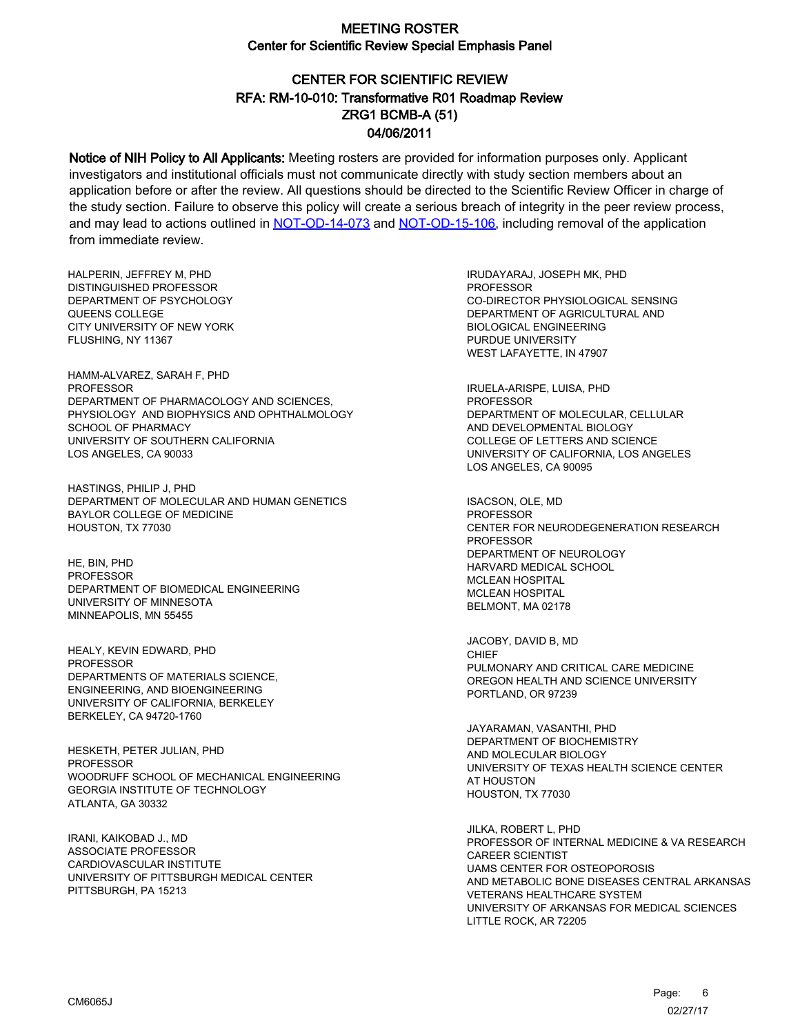# MEETING ROSTER
## Center for Scientific Review Special Emphasis Panel

## CENTER FOR SCIENTIFIC REVIEW
## RFA: RM-10-010: Transformative R01 Roadmap Review
## ZRG1 BCMB-A (51)
## 04/06/2011

**Notice of NIH Policy to All Applicants:** Meeting rosters are provided for information purposes only. Applicant investigators and institutional officials must not communicate directly with study section members about an application before or after the review. All questions should be directed to the Scientific Review Officer in charge of the study section. Failure to observe this policy will create a serious breach of integrity in the peer review process, and may lead to actions outlined in NOT-OD-14-073 and NOT-OD-15-106, including removal of the application from immediate review.

HALPERIN, JEFFREY M, PHD
DISTINGUISHED PROFESSOR
DEPARTMENT OF PSYCHOLOGY
QUEENS COLLEGE
CITY UNIVERSITY OF NEW YORK
FLUSHING, NY 11367

HAMM-ALVAREZ, SARAH F, PHD
PROFESSOR
DEPARTMENT OF PHARMACOLOGY AND SCIENCES,
PHYSIOLOGY AND BIOPHYSICS AND OPHTHALMOLOGY
SCHOOL OF PHARMACY
UNIVERSITY OF SOUTHERN CALIFORNIA
LOS ANGELES, CA 90033

HASTINGS, PHILIP J, PHD
DEPARTMENT OF MOLECULAR AND HUMAN GENETICS
BAYLOR COLLEGE OF MEDICINE
HOUSTON, TX 77030

HE, BIN, PHD
PROFESSOR
DEPARTMENT OF BIOMEDICAL ENGINEERING
UNIVERSITY OF MINNESOTA
MINNEAPOLIS, MN 55455

HEALY, KEVIN EDWARD, PHD
PROFESSOR
DEPARTMENTS OF MATERIALS SCIENCE,
ENGINEERING, AND BIOENGINEERING
UNIVERSITY OF CALIFORNIA, BERKELEY
BERKELEY, CA 94720-1760

HESKETH, PETER JULIAN, PHD
PROFESSOR
WOODRUFF SCHOOL OF MECHANICAL ENGINEERING
GEORGIA INSTITUTE OF TECHNOLOGY
ATLANTA, GA 30332

IRANI, KAIKOBAD J., MD
ASSOCIATE PROFESSOR
CARDIOVASCULAR INSTITUTE
UNIVERSITY OF PITTSBURGH MEDICAL CENTER
PITTSBURGH, PA 15213

IRUDAYARAJ, JOSEPH MK, PHD
PROFESSOR
CO-DIRECTOR PHYSIOLOGICAL SENSING
DEPARTMENT OF AGRICULTURAL AND
BIOLOGICAL ENGINEERING
PURDUE UNIVERSITY
WEST LAFAYETTE, IN 47907

IRUELA-ARISPE, LUISA, PHD
PROFESSOR
DEPARTMENT OF MOLECULAR, CELLULAR
AND DEVELOPMENTAL BIOLOGY
COLLEGE OF LETTERS AND SCIENCE
UNIVERSITY OF CALIFORNIA, LOS ANGELES
LOS ANGELES, CA 90095

ISACSON, OLE, MD
PROFESSOR
CENTER FOR NEURODEGENERATION RESEARCH
PROFESSOR
DEPARTMENT OF NEUROLOGY
HARVARD MEDICAL SCHOOL
MCLEAN HOSPITAL
MCLEAN HOSPITAL
BELMONT, MA 02178

JACOBY, DAVID B, MD
CHIEF
PULMONARY AND CRITICAL CARE MEDICINE
OREGON HEALTH AND SCIENCE UNIVERSITY
PORTLAND, OR 97239

JAYARAMAN, VASANTHI, PHD
DEPARTMENT OF BIOCHEMISTRY
AND MOLECULAR BIOLOGY
UNIVERSITY OF TEXAS HEALTH SCIENCE CENTER
AT HOUSTON
HOUSTON, TX 77030

JILKA, ROBERT L, PHD
PROFESSOR OF INTERNAL MEDICINE & VA RESEARCH
CAREER SCIENTIST
UAMS CENTER FOR OSTEOPOROSIS
AND METABOLIC BONE DISEASES CENTRAL ARKANSAS
VETERANS HEALTHCARE SYSTEM
UNIVERSITY OF ARKANSAS FOR MEDICAL SCIENCES
LITTLE ROCK, AR 72205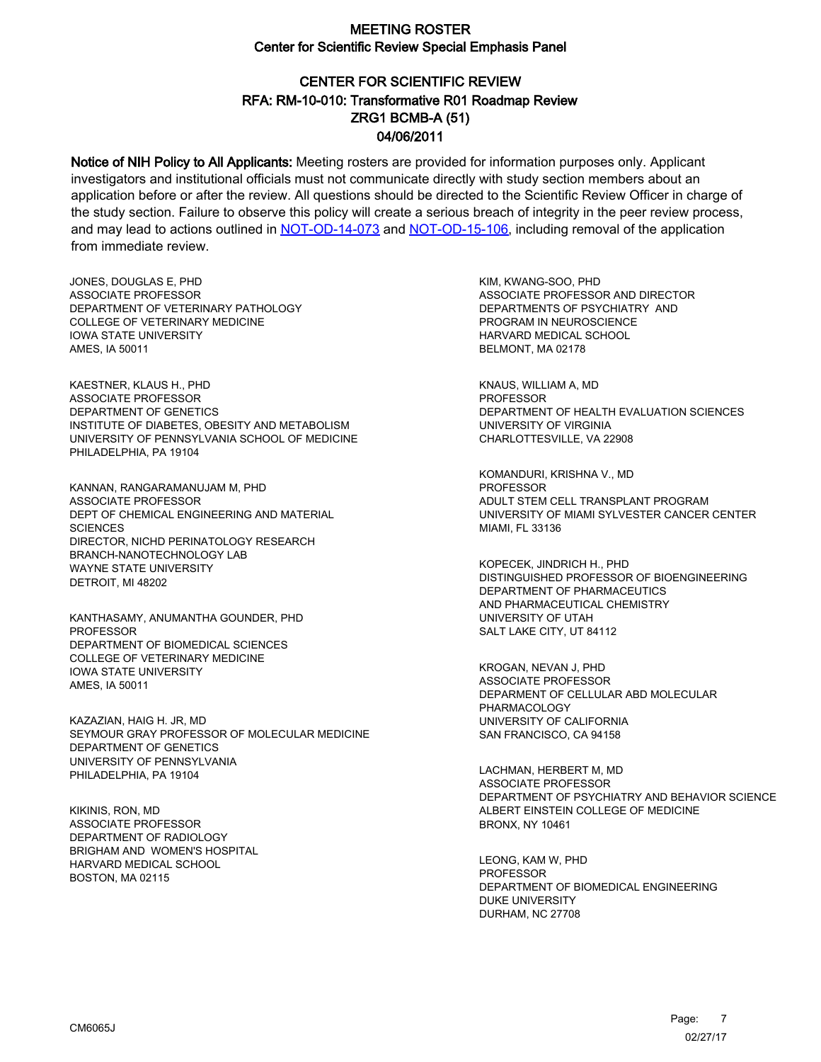# MEETING ROSTER

## Center for Scientific Review Special Emphasis Panel

## CENTER FOR SCIENTIFIC REVIEW
## RFA: RM-10-010: Transformative R01 Roadmap Review
## ZRG1 BCMB-A (51)
## 04/06/2011

**Notice of NIH Policy to All Applicants:** Meeting rosters are provided for information purposes only. Applicant investigators and institutional officials must not communicate directly with study section members about an application before or after the review. All questions should be directed to the Scientific Review Officer in charge of the study section. Failure to observe this policy will create a serious breach of integrity in the peer review process, and may lead to actions outlined in NOT-OD-14-073 and NOT-OD-15-106, including removal of the application from immediate review.

JONES, DOUGLAS E, PHD
ASSOCIATE PROFESSOR
DEPARTMENT OF VETERINARY PATHOLOGY
COLLEGE OF VETERINARY MEDICINE
IOWA STATE UNIVERSITY
AMES, IA 50011

KAESTNER, KLAUS H., PHD
ASSOCIATE PROFESSOR
DEPARTMENT OF GENETICS
INSTITUTE OF DIABETES, OBESITY AND METABOLISM
UNIVERSITY OF PENNSYLVANIA SCHOOL OF MEDICINE
PHILADELPHIA, PA 19104

KANNAN, RANGARAMANUJAM M, PHD
ASSOCIATE PROFESSOR
DEPT OF CHEMICAL ENGINEERING AND MATERIAL SCIENCES
DIRECTOR, NICHD PERINATOLOGY RESEARCH BRANCH-NANOTECHNOLOGY LAB
WAYNE STATE UNIVERSITY
DETROIT, MI 48202

KANTHASAMY, ANUMANTHA GOUNDER, PHD
PROFESSOR
DEPARTMENT OF BIOMEDICAL SCIENCES
COLLEGE OF VETERINARY MEDICINE
IOWA STATE UNIVERSITY
AMES, IA 50011

KAZAZIAN, HAIG H. JR, MD
SEYMOUR GRAY PROFESSOR OF MOLECULAR MEDICINE
DEPARTMENT OF GENETICS
UNIVERSITY OF PENNSYLVANIA
PHILADELPHIA, PA 19104

KIKINIS, RON, MD
ASSOCIATE PROFESSOR
DEPARTMENT OF RADIOLOGY
BRIGHAM AND WOMEN'S HOSPITAL
HARVARD MEDICAL SCHOOL
BOSTON, MA 02115

KIM, KWANG-SOO, PHD
ASSOCIATE PROFESSOR AND DIRECTOR
DEPARTMENTS OF PSYCHIATRY AND PROGRAM IN NEUROSCIENCE
HARVARD MEDICAL SCHOOL
BELMONT, MA 02178

KNAUS, WILLIAM A, MD
PROFESSOR
DEPARTMENT OF HEALTH EVALUATION SCIENCES
UNIVERSITY OF VIRGINIA
CHARLOTTESVILLE, VA 22908

KOMANDURI, KRISHNA V., MD
PROFESSOR
ADULT STEM CELL TRANSPLANT PROGRAM
UNIVERSITY OF MIAMI SYLVESTER CANCER CENTER
MIAMI, FL 33136

KOPECEK, JINDRICH H., PHD
DISTINGUISHED PROFESSOR OF BIOENGINEERING
DEPARTMENT OF PHARMACEUTICS AND PHARMACEUTICAL CHEMISTRY
UNIVERSITY OF UTAH
SALT LAKE CITY, UT 84112

KROGAN, NEVAN J, PHD
ASSOCIATE PROFESSOR
DEPARMENT OF CELLULAR ABD MOLECULAR PHARMACOLOGY
UNIVERSITY OF CALIFORNIA
SAN FRANCISCO, CA 94158

LACHMAN, HERBERT M, MD
ASSOCIATE PROFESSOR
DEPARTMENT OF PSYCHIATRY AND BEHAVIOR SCIENCE
ALBERT EINSTEIN COLLEGE OF MEDICINE
BRONX, NY 10461

LEONG, KAM W, PHD
PROFESSOR
DEPARTMENT OF BIOMEDICAL ENGINEERING
DUKE UNIVERSITY
DURHAM, NC 27708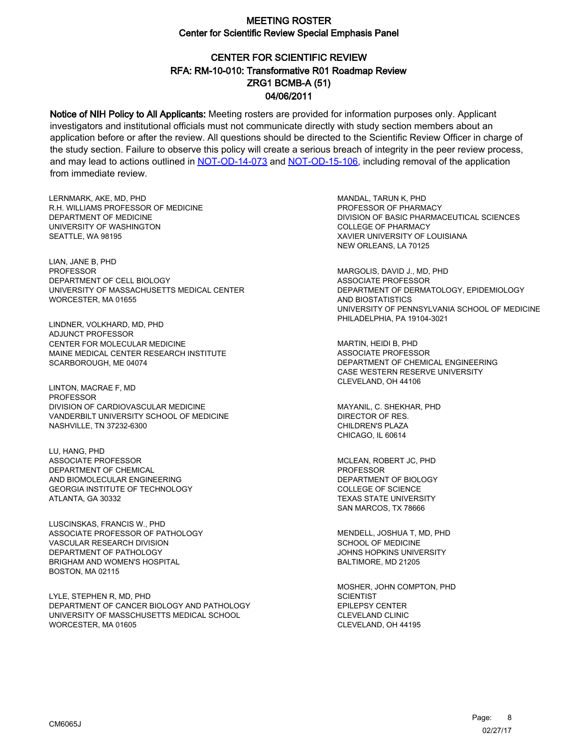# MEETING ROSTER

## Center for Scientific Review Special Emphasis Panel

## CENTER FOR SCIENTIFIC REVIEW
## RFA: RM-10-010: Transformative R01 Roadmap Review
## ZRG1 BCMB-A (51)
## 04/06/2011

**Notice of NIH Policy to All Applicants:** Meeting rosters are provided for information purposes only. Applicant investigators and institutional officials must not communicate directly with study section members about an application before or after the review. All questions should be directed to the Scientific Review Officer in charge of the study section. Failure to observe this policy will create a serious breach of integrity in the peer review process, and may lead to actions outlined in NOT-OD-14-073 and NOT-OD-15-106, including removal of the application from immediate review.

LERNMARK, AKE, MD, PHD
R.H. WILLIAMS PROFESSOR OF MEDICINE
DEPARTMENT OF MEDICINE
UNIVERSITY OF WASHINGTON
SEATTLE, WA 98195

LIAN, JANE B, PHD
PROFESSOR
DEPARTMENT OF CELL BIOLOGY
UNIVERSITY OF MASSACHUSETTS MEDICAL CENTER
WORCESTER, MA 01655

LINDNER, VOLKHARD, MD, PHD
ADJUNCT PROFESSOR
CENTER FOR MOLECULAR MEDICINE
MAINE MEDICAL CENTER RESEARCH INSTITUTE
SCARBOROUGH, ME 04074

LINTON, MACRAE F, MD
PROFESSOR
DIVISION OF CARDIOVASCULAR MEDICINE
VANDERBILT UNIVERSITY SCHOOL OF MEDICINE
NASHVILLE, TN 37232-6300

LU, HANG, PHD
ASSOCIATE PROFESSOR
DEPARTMENT OF CHEMICAL
AND BIOMOLECULAR ENGINEERING
GEORGIA INSTITUTE OF TECHNOLOGY
ATLANTA, GA 30332

LUSCINSKAS, FRANCIS W., PHD
ASSOCIATE PROFESSOR OF PATHOLOGY
VASCULAR RESEARCH DIVISION
DEPARTMENT OF PATHOLOGY
BRIGHAM AND WOMEN'S HOSPITAL
BOSTON, MA 02115

LYLE, STEPHEN R, MD, PHD
DEPARTMENT OF CANCER BIOLOGY AND PATHOLOGY
UNIVERSITY OF MASSCHUSETTS MEDICAL SCHOOL
WORCESTER, MA 01605

MANDAL, TARUN K, PHD
PROFESSOR OF PHARMACY
DIVISION OF BASIC PHARMACEUTICAL SCIENCES
COLLEGE OF PHARMACY
XAVIER UNIVERSITY OF LOUISIANA
NEW ORLEANS, LA 70125

MARGOLIS, DAVID J., MD, PHD
ASSOCIATE PROFESSOR
DEPARTMENT OF DERMATOLOGY, EPIDEMIOLOGY
AND BIOSTATISTICS
UNIVERSITY OF PENNSYLVANIA SCHOOL OF MEDICINE
PHILADELPHIA, PA 19104-3021

MARTIN, HEIDI B, PHD
ASSOCIATE PROFESSOR
DEPARTMENT OF CHEMICAL ENGINEERING
CASE WESTERN RESERVE UNIVERSITY
CLEVELAND, OH 44106

MAYANIL, C. SHEKHAR, PHD
DIRECTOR OF RES.
CHILDREN'S PLAZA
CHICAGO, IL 60614

MCLEAN, ROBERT JC, PHD
PROFESSOR
DEPARTMENT OF BIOLOGY
COLLEGE OF SCIENCE
TEXAS STATE UNIVERSITY
SAN MARCOS, TX 78666

MENDELL, JOSHUA T, MD, PHD
SCHOOL OF MEDICINE
JOHNS HOPKINS UNIVERSITY
BALTIMORE, MD 21205

MOSHER, JOHN COMPTON, PHD
SCIENTIST
EPILEPSY CENTER
CLEVELAND CLINIC
CLEVELAND, OH 44195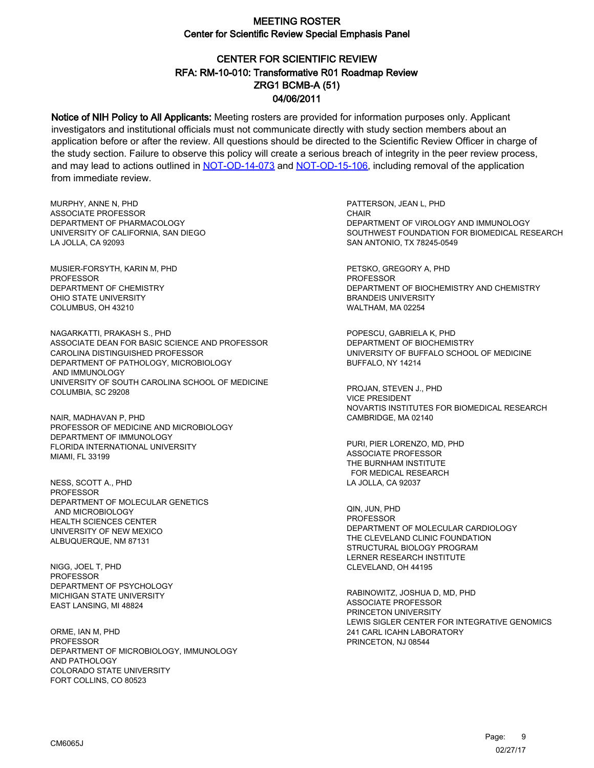# MEETING ROSTER
## Center for Scientific Review Special Emphasis Panel

## CENTER FOR SCIENTIFIC REVIEW
## RFA: RM-10-010: Transformative R01 Roadmap Review
## ZRG1 BCMB-A (51)
## 04/06/2011

**Notice of NIH Policy to All Applicants:** Meeting rosters are provided for information purposes only. Applicant investigators and institutional officials must not communicate directly with study section members about an application before or after the review. All questions should be directed to the Scientific Review Officer in charge of the study section. Failure to observe this policy will create a serious breach of integrity in the peer review process, and may lead to actions outlined in NOT-OD-14-073 and NOT-OD-15-106, including removal of the application from immediate review.

MURPHY, ANNE N, PHD
ASSOCIATE PROFESSOR
DEPARTMENT OF PHARMACOLOGY
UNIVERSITY OF CALIFORNIA, SAN DIEGO
LA JOLLA, CA 92093

MUSIER-FORSYTH, KARIN M, PHD
PROFESSOR
DEPARTMENT OF CHEMISTRY
OHIO STATE UNIVERSITY
COLUMBUS, OH 43210

NAGARKATTI, PRAKASH S., PHD
ASSOCIATE DEAN FOR BASIC SCIENCE AND PROFESSOR
CAROLINA DISTINGUISHED PROFESSOR
DEPARTMENT OF PATHOLOGY, MICROBIOLOGY AND IMMUNOLOGY
UNIVERSITY OF SOUTH CAROLINA SCHOOL OF MEDICINE
COLUMBIA, SC 29208

NAIR, MADHAVAN P, PHD
PROFESSOR OF MEDICINE AND MICROBIOLOGY
DEPARTMENT OF IMMUNOLOGY
FLORIDA INTERNATIONAL UNIVERSITY
MIAMI, FL 33199

NESS, SCOTT A., PHD
PROFESSOR
DEPARTMENT OF MOLECULAR GENETICS AND MICROBIOLOGY
HEALTH SCIENCES CENTER
UNIVERSITY OF NEW MEXICO
ALBUQUERQUE, NM 87131

NIGG, JOEL T, PHD
PROFESSOR
DEPARTMENT OF PSYCHOLOGY
MICHIGAN STATE UNIVERSITY
EAST LANSING, MI 48824

ORME, IAN M, PHD
PROFESSOR
DEPARTMENT OF MICROBIOLOGY, IMMUNOLOGY AND PATHOLOGY
COLORADO STATE UNIVERSITY
FORT COLLINS, CO 80523

PATTERSON, JEAN L, PHD
CHAIR
DEPARTMENT OF VIROLOGY AND IMMUNOLOGY
SOUTHWEST FOUNDATION FOR BIOMEDICAL RESEARCH
SAN ANTONIO, TX 78245-0549

PETSKO, GREGORY A, PHD
PROFESSOR
DEPARTMENT OF BIOCHEMISTRY AND CHEMISTRY
BRANDEIS UNIVERSITY
WALTHAM, MA 02254

POPESCU, GABRIELA K, PHD
DEPARTMENT OF BIOCHEMISTRY
UNIVERSITY OF BUFFALO SCHOOL OF MEDICINE
BUFFALO, NY 14214

PROJAN, STEVEN J., PHD
VICE PRESIDENT
NOVARTIS INSTITUTES FOR BIOMEDICAL RESEARCH
CAMBRIDGE, MA 02140

PURI, PIER LORENZO, MD, PHD
ASSOCIATE PROFESSOR
THE BURNHAM INSTITUTE FOR MEDICAL RESEARCH
LA JOLLA, CA 92037

QIN, JUN, PHD
PROFESSOR
DEPARTMENT OF MOLECULAR CARDIOLOGY
THE CLEVELAND CLINIC FOUNDATION
STRUCTURAL BIOLOGY PROGRAM
LERNER RESEARCH INSTITUTE
CLEVELAND, OH 44195

RABINOWITZ, JOSHUA D, MD, PHD
ASSOCIATE PROFESSOR
PRINCETON UNIVERSITY
LEWIS SIGLER CENTER FOR INTEGRATIVE GENOMICS
241 CARL ICAHN LABORATORY
PRINCETON, NJ 08544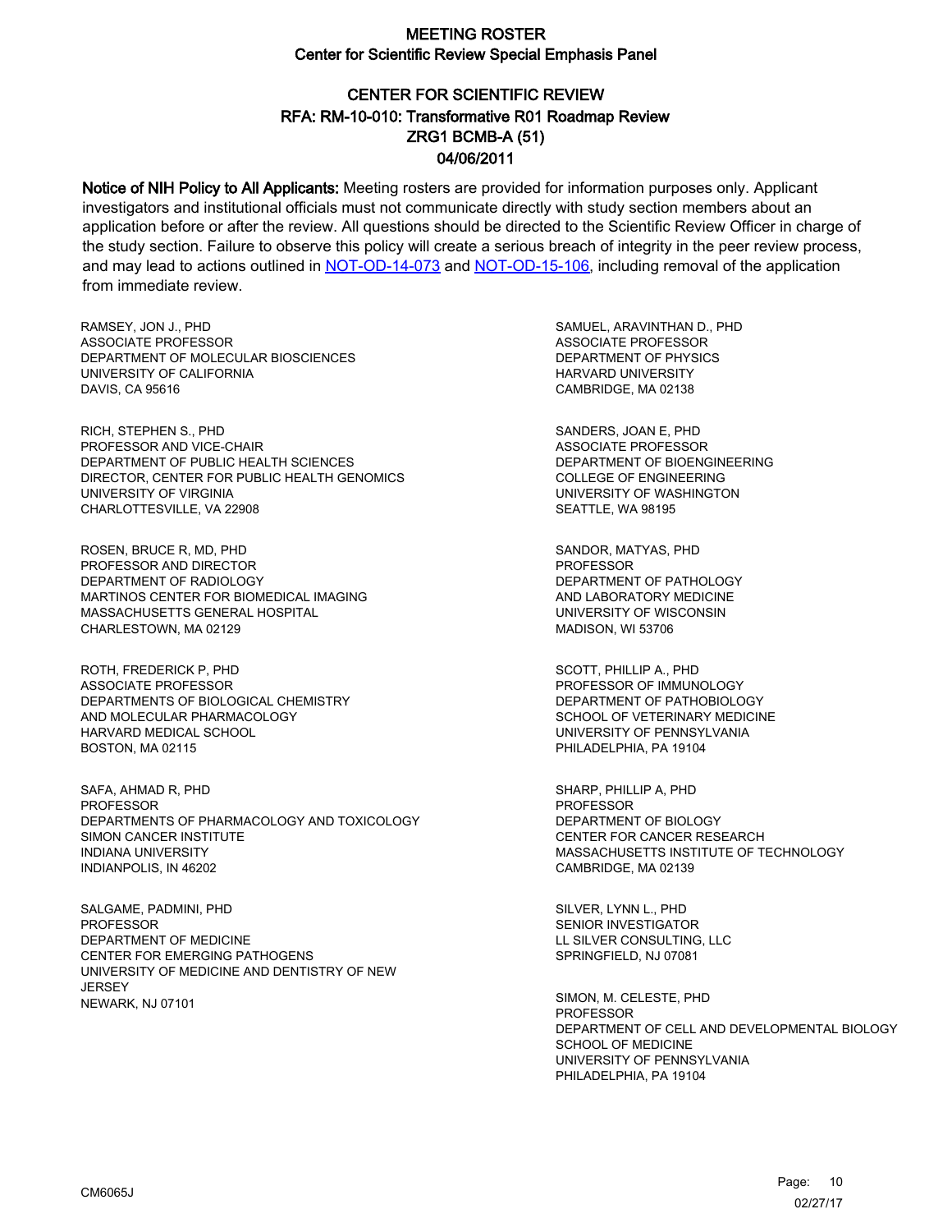# MEETING ROSTER
## Center for Scientific Review Special Emphasis Panel

## CENTER FOR SCIENTIFIC REVIEW
## RFA: RM-10-010: Transformative R01 Roadmap Review
## ZRG1 BCMB-A (51)
## 04/06/2011

**Notice of NIH Policy to All Applicants:** Meeting rosters are provided for information purposes only. Applicant investigators and institutional officials must not communicate directly with study section members about an application before or after the review. All questions should be directed to the Scientific Review Officer in charge of the study section. Failure to observe this policy will create a serious breach of integrity in the peer review process, and may lead to actions outlined in NOT-OD-14-073 and NOT-OD-15-106, including removal of the application from immediate review.

RAMSEY, JON J., PHD
ASSOCIATE PROFESSOR
DEPARTMENT OF MOLECULAR BIOSCIENCES
UNIVERSITY OF CALIFORNIA
DAVIS, CA 95616

RICH, STEPHEN S., PHD
PROFESSOR AND VICE-CHAIR
DEPARTMENT OF PUBLIC HEALTH SCIENCES
DIRECTOR, CENTER FOR PUBLIC HEALTH GENOMICS
UNIVERSITY OF VIRGINIA
CHARLOTTESVILLE, VA 22908

ROSEN, BRUCE R, MD, PHD
PROFESSOR AND DIRECTOR
DEPARTMENT OF RADIOLOGY
MARTINOS CENTER FOR BIOMEDICAL IMAGING
MASSACHUSETTS GENERAL HOSPITAL
CHARLESTOWN, MA 02129

ROTH, FREDERICK P, PHD
ASSOCIATE PROFESSOR
DEPARTMENTS OF BIOLOGICAL CHEMISTRY
AND MOLECULAR PHARMACOLOGY
HARVARD MEDICAL SCHOOL
BOSTON, MA 02115

SAFA, AHMAD R, PHD
PROFESSOR
DEPARTMENTS OF PHARMACOLOGY AND TOXICOLOGY
SIMON CANCER INSTITUTE
INDIANA UNIVERSITY
INDIANPOLIS, IN 46202

SALGAME, PADMINI, PHD
PROFESSOR
DEPARTMENT OF MEDICINE
CENTER FOR EMERGING PATHOGENS
UNIVERSITY OF MEDICINE AND DENTISTRY OF NEW JERSEY
NEWARK, NJ 07101

SAMUEL, ARAVINTHAN D., PHD
ASSOCIATE PROFESSOR
DEPARTMENT OF PHYSICS
HARVARD UNIVERSITY
CAMBRIDGE, MA 02138

SANDERS, JOAN E, PHD
ASSOCIATE PROFESSOR
DEPARTMENT OF BIOENGINEERING
COLLEGE OF ENGINEERING
UNIVERSITY OF WASHINGTON
SEATTLE, WA 98195

SANDOR, MATYAS, PHD
PROFESSOR
DEPARTMENT OF PATHOLOGY
AND LABORATORY MEDICINE
UNIVERSITY OF WISCONSIN
MADISON, WI 53706

SCOTT, PHILLIP A., PHD
PROFESSOR OF IMMUNOLOGY
DEPARTMENT OF PATHOBIOLOGY
SCHOOL OF VETERINARY MEDICINE
UNIVERSITY OF PENNSYLVANIA
PHILADELPHIA, PA 19104

SHARP, PHILLIP A, PHD
PROFESSOR
DEPARTMENT OF BIOLOGY
CENTER FOR CANCER RESEARCH
MASSACHUSETTS INSTITUTE OF TECHNOLOGY
CAMBRIDGE, MA 02139

SILVER, LYNN L., PHD
SENIOR INVESTIGATOR
LL SILVER CONSULTING, LLC
SPRINGFIELD, NJ 07081

SIMON, M. CELESTE, PHD
PROFESSOR
DEPARTMENT OF CELL AND DEVELOPMENTAL BIOLOGY
SCHOOL OF MEDICINE
UNIVERSITY OF PENNSYLVANIA
PHILADELPHIA, PA 19104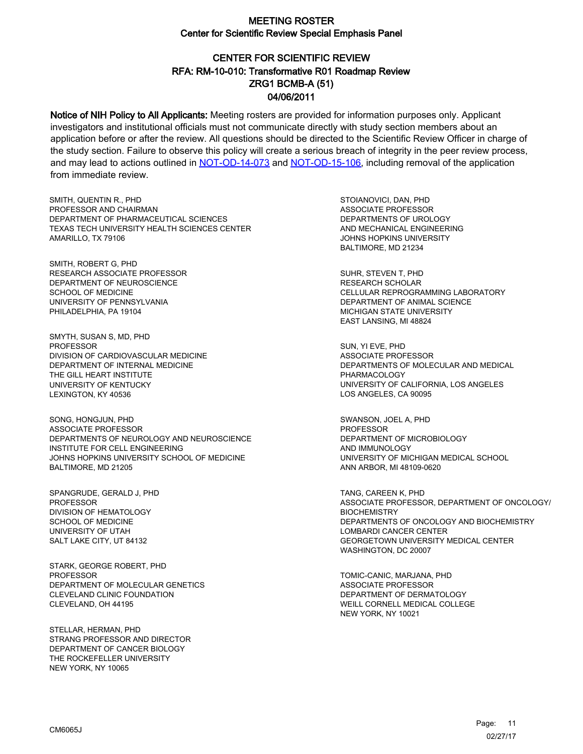# MEETING ROSTER

## Center for Scientific Review Special Emphasis Panel

## CENTER FOR SCIENTIFIC REVIEW
## RFA: RM-10-010: Transformative R01 Roadmap Review
## ZRG1 BCMB-A (51)
## 04/06/2011

**Notice of NIH Policy to All Applicants:** Meeting rosters are provided for information purposes only. Applicant investigators and institutional officials must not communicate directly with study section members about an application before or after the review. All questions should be directed to the Scientific Review Officer in charge of the study section. Failure to observe this policy will create a serious breach of integrity in the peer review process, and may lead to actions outlined in NOT-OD-14-073 and NOT-OD-15-106, including removal of the application from immediate review.

SMITH, QUENTIN R., PHD
PROFESSOR AND CHAIRMAN
DEPARTMENT OF PHARMACEUTICAL SCIENCES
TEXAS TECH UNIVERSITY HEALTH SCIENCES CENTER
AMARILLO, TX 79106

SMITH, ROBERT G, PHD
RESEARCH ASSOCIATE PROFESSOR
DEPARTMENT OF NEUROSCIENCE
SCHOOL OF MEDICINE
UNIVERSITY OF PENNSYLVANIA
PHILADELPHIA, PA 19104

SMYTH, SUSAN S, MD, PHD
PROFESSOR
DIVISION OF CARDIOVASCULAR MEDICINE
DEPARTMENT OF INTERNAL MEDICINE
THE GILL HEART INSTITUTE
UNIVERSITY OF KENTUCKY
LEXINGTON, KY 40536

SONG, HONGJUN, PHD
ASSOCIATE PROFESSOR
DEPARTMENTS OF NEUROLOGY AND NEUROSCIENCE
INSTITUTE FOR CELL ENGINEERING
JOHNS HOPKINS UNIVERSITY SCHOOL OF MEDICINE
BALTIMORE, MD 21205

SPANGRUDE, GERALD J, PHD
PROFESSOR
DIVISION OF HEMATOLOGY
SCHOOL OF MEDICINE
UNIVERSITY OF UTAH
SALT LAKE CITY, UT 84132

STARK, GEORGE ROBERT, PHD
PROFESSOR
DEPARTMENT OF MOLECULAR GENETICS
CLEVELAND CLINIC FOUNDATION
CLEVELAND, OH 44195

STELLAR, HERMAN, PHD
STRANG PROFESSOR AND DIRECTOR
DEPARTMENT OF CANCER BIOLOGY
THE ROCKEFELLER UNIVERSITY
NEW YORK, NY 10065

STOIANOVICI, DAN, PHD
ASSOCIATE PROFESSOR
DEPARTMENTS OF UROLOGY
AND MECHANICAL ENGINEERING
JOHNS HOPKINS UNIVERSITY
BALTIMORE, MD 21234

SUHR, STEVEN T, PHD
RESEARCH SCHOLAR
CELLULAR REPROGRAMMING LABORATORY
DEPARTMENT OF ANIMAL SCIENCE
MICHIGAN STATE UNIVERSITY
EAST LANSING, MI 48824

SUN, YI EVE, PHD
ASSOCIATE PROFESSOR
DEPARTMENTS OF MOLECULAR AND MEDICAL
PHARMACOLOGY
UNIVERSITY OF CALIFORNIA, LOS ANGELES
LOS ANGELES, CA 90095

SWANSON, JOEL A, PHD
PROFESSOR
DEPARTMENT OF MICROBIOLOGY
AND IMMUNOLOGY
UNIVERSITY OF MICHIGAN MEDICAL SCHOOL
ANN ARBOR, MI 48109-0620

TANG, CAREEN K, PHD
ASSOCIATE PROFESSOR, DEPARTMENT OF ONCOLOGY/
BIOCHEMISTRY
DEPARTMENTS OF ONCOLOGY AND BIOCHEMISTRY
LOMBARDI CANCER CENTER
GEORGETOWN UNIVERSITY MEDICAL CENTER
WASHINGTON, DC 20007

TOMIC-CANIC, MARJANA, PHD
ASSOCIATE PROFESSOR
DEPARTMENT OF DERMATOLOGY
WEILL CORNELL MEDICAL COLLEGE
NEW YORK, NY 10021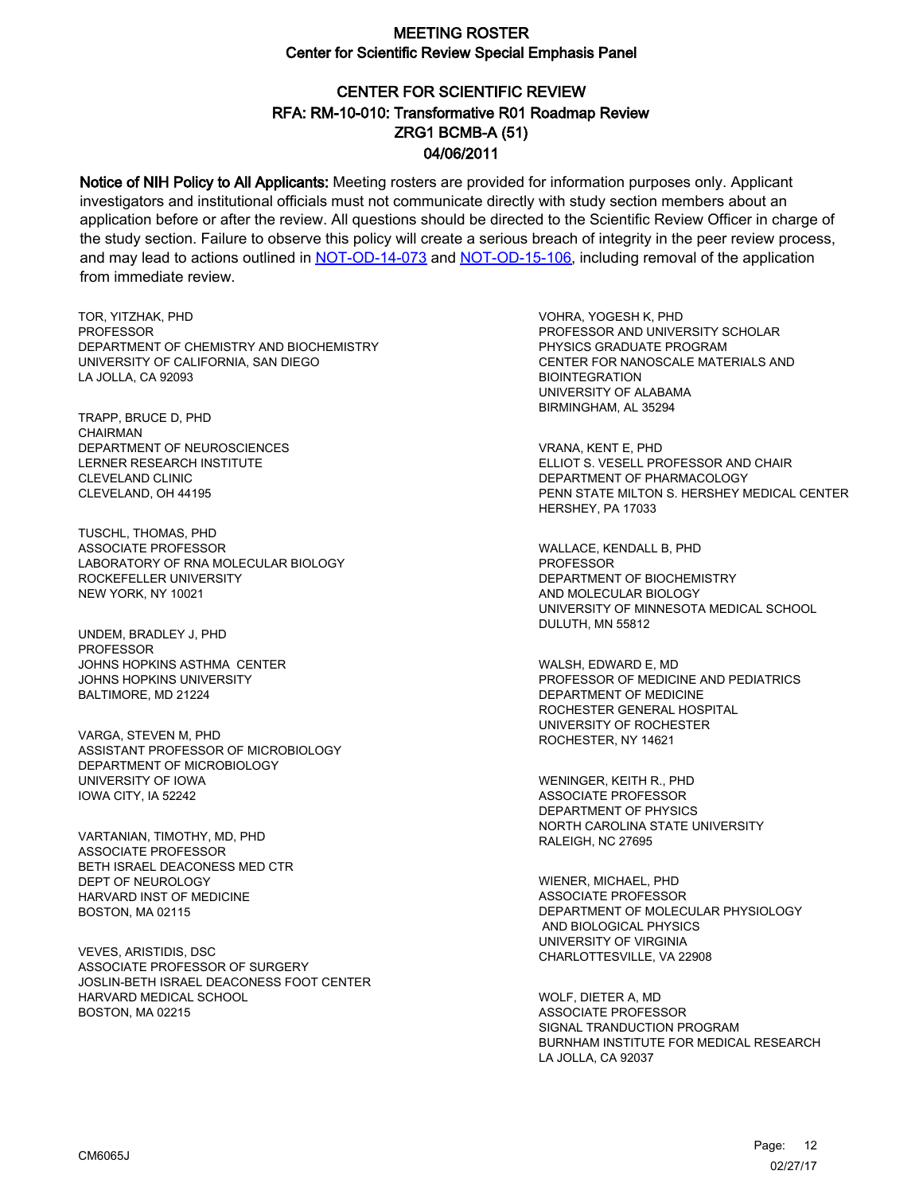# MEETING ROSTER
## Center for Scientific Review Special Emphasis Panel

## CENTER FOR SCIENTIFIC REVIEW
## RFA: RM-10-010: Transformative R01 Roadmap Review
## ZRG1 BCMB-A (51)
## 04/06/2011

**Notice of NIH Policy to All Applicants:** Meeting rosters are provided for information purposes only. Applicant investigators and institutional officials must not communicate directly with study section members about an application before or after the review. All questions should be directed to the Scientific Review Officer in charge of the study section. Failure to observe this policy will create a serious breach of integrity in the peer review process, and may lead to actions outlined in [NOT-OD-14-073](NOT-OD-14-073) and [NOT-OD-15-106](NOT-OD-15-106), including removal of the application from immediate review.

TOR, YITZHAK, PHD
PROFESSOR
DEPARTMENT OF CHEMISTRY AND BIOCHEMISTRY
UNIVERSITY OF CALIFORNIA, SAN DIEGO
LA JOLLA, CA 92093

TRAPP, BRUCE D, PHD
CHAIRMAN
DEPARTMENT OF NEUROSCIENCES
LERNER RESEARCH INSTITUTE
CLEVELAND CLINIC
CLEVELAND, OH 44195

TUSCHL, THOMAS, PHD
ASSOCIATE PROFESSOR
LABORATORY OF RNA MOLECULAR BIOLOGY
ROCKEFELLER UNIVERSITY
NEW YORK, NY 10021

UNDEM, BRADLEY J, PHD
PROFESSOR
JOHNS HOPKINS ASTHMA CENTER
JOHNS HOPKINS UNIVERSITY
BALTIMORE, MD 21224

VARGA, STEVEN M, PHD
ASSISTANT PROFESSOR OF MICROBIOLOGY
DEPARTMENT OF MICROBIOLOGY
UNIVERSITY OF IOWA
IOWA CITY, IA 52242

VARTANIAN, TIMOTHY, MD, PHD
ASSOCIATE PROFESSOR
BETH ISRAEL DEACONESS MED CTR
DEPT OF NEUROLOGY
HARVARD INST OF MEDICINE
BOSTON, MA 02115

VEVES, ARISTIDIS, DSC
ASSOCIATE PROFESSOR OF SURGERY
JOSLIN-BETH ISRAEL DEACONESS FOOT CENTER
HARVARD MEDICAL SCHOOL
BOSTON, MA 02215

VOHRA, YOGESH K, PHD
PROFESSOR AND UNIVERSITY SCHOLAR
PHYSICS GRADUATE PROGRAM
CENTER FOR NANOSCALE MATERIALS AND BIOINTEGRATION
UNIVERSITY OF ALABAMA
BIRMINGHAM, AL 35294

VRANA, KENT E, PHD
ELLIOT S. VESELL PROFESSOR AND CHAIR
DEPARTMENT OF PHARMACOLOGY
PENN STATE MILTON S. HERSHEY MEDICAL CENTER
HERSHEY, PA 17033

WALLACE, KENDALL B, PHD
PROFESSOR
DEPARTMENT OF BIOCHEMISTRY AND MOLECULAR BIOLOGY
UNIVERSITY OF MINNESOTA MEDICAL SCHOOL
DULUTH, MN 55812

WALSH, EDWARD E, MD
PROFESSOR OF MEDICINE AND PEDIATRICS
DEPARTMENT OF MEDICINE
ROCHESTER GENERAL HOSPITAL
UNIVERSITY OF ROCHESTER
ROCHESTER, NY 14621

WENINGER, KEITH R., PHD
ASSOCIATE PROFESSOR
DEPARTMENT OF PHYSICS
NORTH CAROLINA STATE UNIVERSITY
RALEIGH, NC 27695

WIENER, MICHAEL, PHD
ASSOCIATE PROFESSOR
DEPARTMENT OF MOLECULAR PHYSIOLOGY AND BIOLOGICAL PHYSICS
UNIVERSITY OF VIRGINIA
CHARLOTTESVILLE, VA 22908

WOLF, DIETER A, MD
ASSOCIATE PROFESSOR
SIGNAL TRANDUCTION PROGRAM
BURNHAM INSTITUTE FOR MEDICAL RESEARCH
LA JOLLA, CA 92037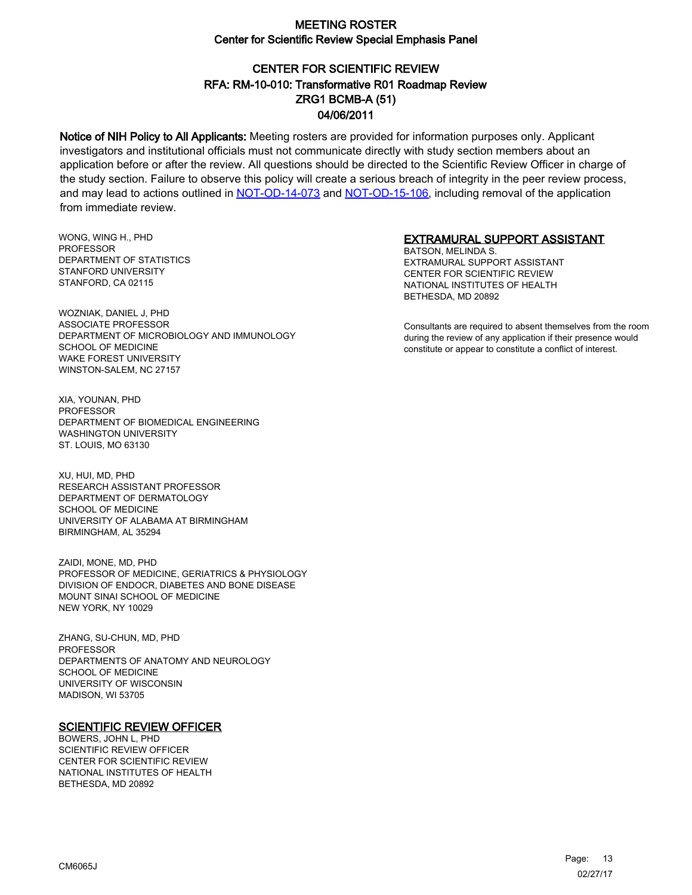# MEETING ROSTER
## Center for Scientific Review Special Emphasis Panel

## CENTER FOR SCIENTIFIC REVIEW
## RFA: RM-10-010: Transformative R01 Roadmap Review
## ZRG1 BCMB-A (51)
## 04/06/2011

**Notice of NIH Policy to All Applicants:** Meeting rosters are provided for information purposes only. Applicant investigators and institutional officials must not communicate directly with study section members about an application before or after the review. All questions should be directed to the Scientific Review Officer in charge of the study section. Failure to observe this policy will create a serious breach of integrity in the peer review process, and may lead to actions outlined in NOT-OD-14-073 and NOT-OD-15-106, including removal of the application from immediate review.

WONG, WING H., PHD
PROFESSOR
DEPARTMENT OF STATISTICS
STANFORD UNIVERSITY
STANFORD, CA 02115

WOZNIAK, DANIEL J, PHD
ASSOCIATE PROFESSOR
DEPARTMENT OF MICROBIOLOGY AND IMMUNOLOGY
SCHOOL OF MEDICINE
WAKE FOREST UNIVERSITY
WINSTON-SALEM, NC 27157

XIA, YOUNAN, PHD
PROFESSOR
DEPARTMENT OF BIOMEDICAL ENGINEERING
WASHINGTON UNIVERSITY
ST. LOUIS, MO 63130

XU, HUI, MD, PHD
RESEARCH ASSISTANT PROFESSOR
DEPARTMENT OF DERMATOLOGY
SCHOOL OF MEDICINE
UNIVERSITY OF ALABAMA AT BIRMINGHAM
BIRMINGHAM, AL 35294

ZAIDI, MONE, MD, PHD
PROFESSOR OF MEDICINE, GERIATRICS & PHYSIOLOGY
DIVISION OF ENDOCR, DIABETES AND BONE DISEASE
MOUNT SINAI SCHOOL OF MEDICINE
NEW YORK, NY 10029

ZHANG, SU-CHUN, MD, PHD
PROFESSOR
DEPARTMENTS OF ANATOMY AND NEUROLOGY
SCHOOL OF MEDICINE
UNIVERSITY OF WISCONSIN
MADISON, WI 53705

### SCIENTIFIC REVIEW OFFICER

BOWERS, JOHN L, PHD
SCIENTIFIC REVIEW OFFICER
CENTER FOR SCIENTIFIC REVIEW
NATIONAL INSTITUTES OF HEALTH
BETHESDA, MD 20892

### EXTRAMURAL SUPPORT ASSISTANT

BATSON, MELINDA S.
EXTRAMURAL SUPPORT ASSISTANT
CENTER FOR SCIENTIFIC REVIEW
NATIONAL INSTITUTES OF HEALTH
BETHESDA, MD 20892

Consultants are required to absent themselves from the room during the review of any application if their presence would constitute or appear to constitute a conflict of interest.